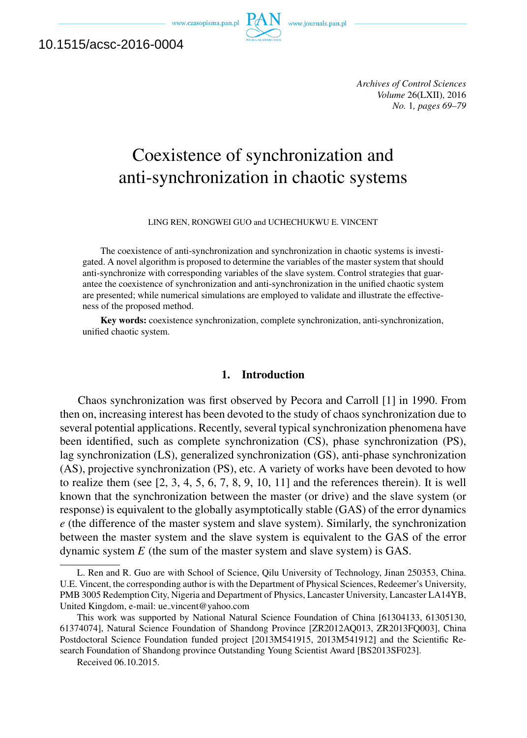10.1515/acsc-2016-0004

# Coexistence of synchronization and anti-synchronization in chaotic systems

LING REN, RONGWEI GUO and UCHECHUKWU E. VINCENT

The coexistence of anti-synchronization and synchronization in chaotic systems is investigated. A novel algorithm is proposed to determine the variables of the master system that should anti-synchronize with corresponding variables of the slave system. Control strategies that guarantee the coexistence of synchronization and anti-synchronization in the unified chaotic system are presented; while numerical simulations are employed to validate and illustrate the effectiveness of the proposed method.

**Key words:** coexistence synchronization, complete synchronization, anti-synchronization, unified chaotic system.

## 1. Introduction

Chaos synchronization was first observed by Pecora and Carroll [1] in 1990. From then on, increasing interest has been devoted to the study of chaos synchronization due to several potential applications. Recently, several typical synchronization phenomena have been identified, such as complete synchronization (CS), phase synchronization (PS), lag synchronization (LS), generalized synchronization (GS), anti-phase synchronization (AS), projective synchronization (PS), etc. A variety of works have been devoted to how to realize them (see [2, 3, 4, 5, 6, 7, 8, 9, 10, 11] and the references therein). It is well known that the synchronization between the master (or drive) and the slave system (or response) is equivalent to the globally asymptotically stable (GAS) of the error dynamics $e$ (the difference of the master system and slave system). Similarly, the synchronization between the master system and the slave system is equivalent to the GAS of the error dynamic system $E$ (the sum of the master system and slave system) is GAS.

---

L. Ren and R. Guo are with School of Science, Qilu University of Technology, Jinan 250353, China. U.E. Vincent, the corresponding author is with the Department of Physical Sciences, Redeemer's University, PMB 3005 Redemption City, Nigeria and Department of Physics, Lancaster University, Lancaster LA14YB, United Kingdom, e-mail: ue_vincent@yahoo.com

This work was supported by National Natural Science Foundation of China [61304133, 61305130, 61374074], Natural Science Foundation of Shandong Province [ZR2012AQ013, ZR2013FQ003], China Postdoctoral Science Foundation funded project [2013M541915, 2013M541912] and the Scientific Research Foundation of Shandong province Outstanding Young Scientist Award [BS2013SF023].

Received 06.10.2015.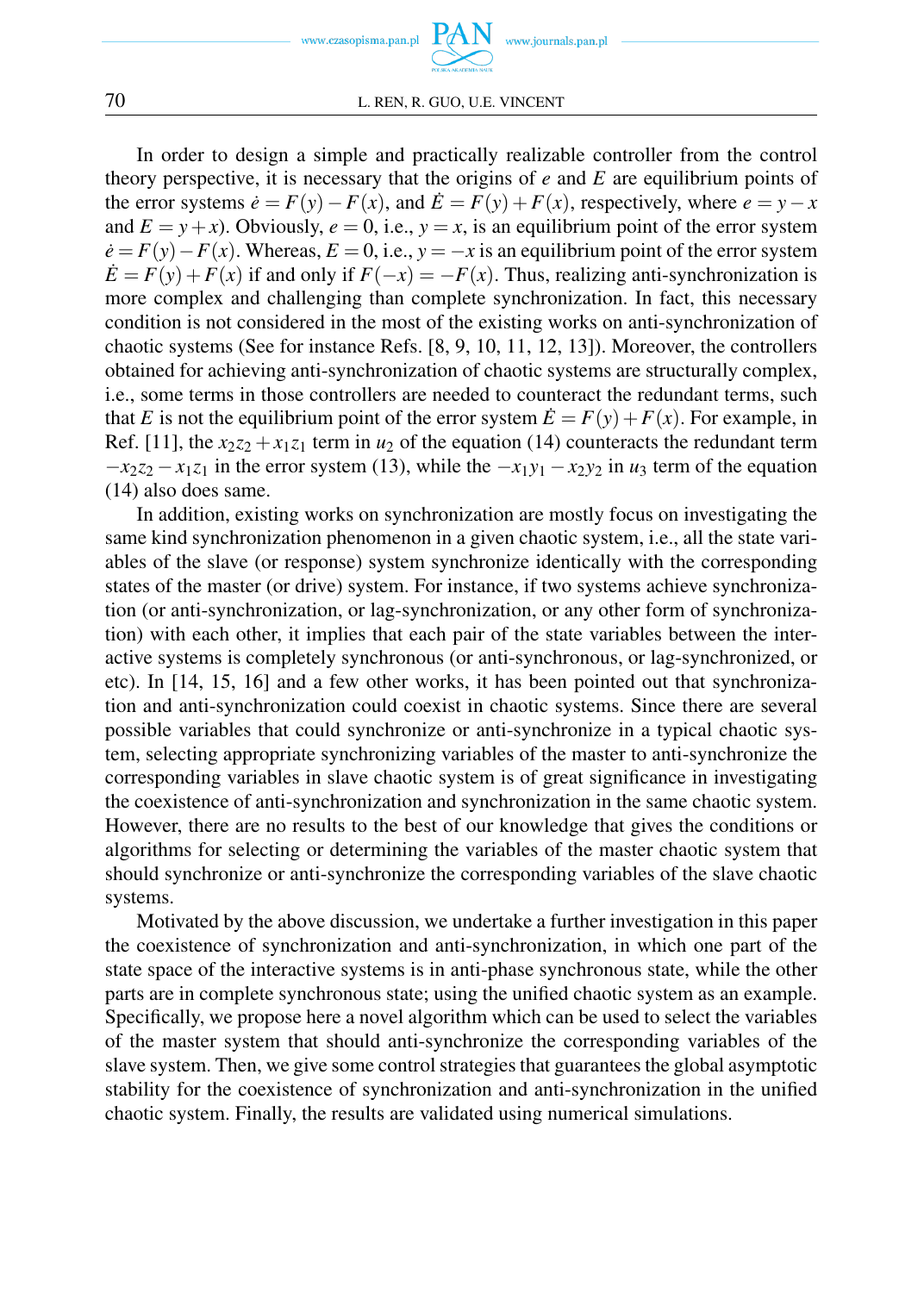In order to design a simple and practically realizable controller from the control theory perspective, it is necessary that the origins of $e$ and $E$ are equilibrium points of the error systems $\dot{e} = F(y) - F(x)$, and $\dot{E} = F(y) + F(x)$, respectively, where $e = y - x$ and $E = y + x$). Obviously, $e = 0$, i.e., $y = x$, is an equilibrium point of the error system $\dot{e} = F(y) - F(x)$. Whereas, $E = 0$, i.e., $y = -x$ is an equilibrium point of the error system $\dot{E} = F(y) + F(x)$ if and only if $F(-x) = -F(x)$. Thus, realizing anti-synchronization is more complex and challenging than complete synchronization. In fact, this necessary condition is not considered in the most of the existing works on anti-synchronization of chaotic systems (See for instance Refs. [8, 9, 10, 11, 12, 13]). Moreover, the controllers obtained for achieving anti-synchronization of chaotic systems are structurally complex, i.e., some terms in those controllers are needed to counteract the redundant terms, such that $E$ is not the equilibrium point of the error system $\dot{E} = F(y) + F(x)$. For example, in Ref. [11], the $x_2z_2 + x_1z_1$ term in $u_2$ of the equation (14) counteracts the redundant term $-x_2z_2 - x_1z_1$ in the error system (13), while the $-x_1y_1 - x_2y_2$ in $u_3$ term of the equation (14) also does same.

In addition, existing works on synchronization are mostly focus on investigating the same kind synchronization phenomenon in a given chaotic system, i.e., all the state variables of the slave (or response) system synchronize identically with the corresponding states of the master (or drive) system. For instance, if two systems achieve synchronization (or anti-synchronization, or lag-synchronization, or any other form of synchronization) with each other, it implies that each pair of the state variables between the interactive systems is completely synchronous (or anti-synchronous, or lag-synchronized, or etc). In [14, 15, 16] and a few other works, it has been pointed out that synchronization and anti-synchronization could coexist in chaotic systems. Since there are several possible variables that could synchronize or anti-synchronize in a typical chaotic system, selecting appropriate synchronizing variables of the master to anti-synchronize the corresponding variables in slave chaotic system is of great significance in investigating the coexistence of anti-synchronization and synchronization in the same chaotic system. However, there are no results to the best of our knowledge that gives the conditions or algorithms for selecting or determining the variables of the master chaotic system that should synchronize or anti-synchronize the corresponding variables of the slave chaotic systems.

Motivated by the above discussion, we undertake a further investigation in this paper the coexistence of synchronization and anti-synchronization, in which one part of the state space of the interactive systems is in anti-phase synchronous state, while the other parts are in complete synchronous state; using the unified chaotic system as an example. Specifically, we propose here a novel algorithm which can be used to select the variables of the master system that should anti-synchronize the corresponding variables of the slave system. Then, we give some control strategies that guarantees the global asymptotic stability for the coexistence of synchronization and anti-synchronization in the unified chaotic system. Finally, the results are validated using numerical simulations.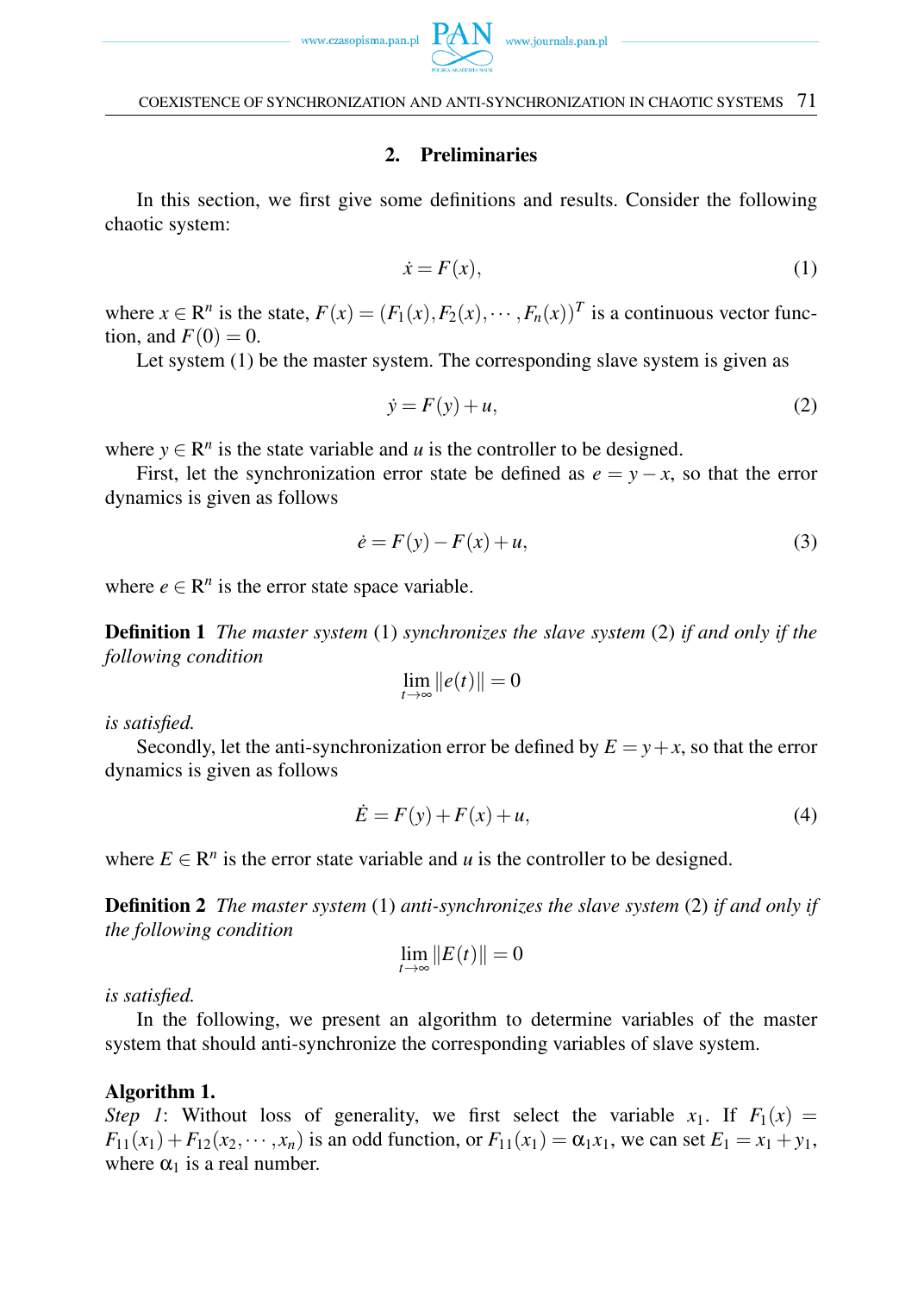## 2. Preliminaries

In this section, we first give some definitions and results. Consider the following chaotic system:

$$\dot{x} = F(x), \tag{1}$$

where $x \in \mathrm{R}^n$ is the state, $F(x) = (F_1(x), F_2(x), \cdots, F_n(x))^T$ is a continuous vector function, and $F(0) = 0$.

Let system (1) be the master system. The corresponding slave system is given as

$$\dot{y} = F(y) + u, \tag{2}$$

where $y \in \mathrm{R}^n$ is the state variable and $u$ is the controller to be designed.

First, let the synchronization error state be defined as $e = y - x$, so that the error dynamics is given as follows

$$\dot{e} = F(y) - F(x) + u, \tag{3}$$

where $e \in \mathrm{R}^n$ is the error state space variable.

**Definition 1** *The master system* (1) *synchronizes the slave system* (2) *if and only if the following condition*

$$\lim_{t \to \infty} \|e(t)\| = 0$$

*is satisfied.*

Secondly, let the anti-synchronization error be defined by $E = y + x$, so that the error dynamics is given as follows

$$\dot{E} = F(y) + F(x) + u, \tag{4}$$

where $E \in \mathrm{R}^n$ is the error state variable and $u$ is the controller to be designed.

**Definition 2** *The master system* (1) *anti-synchronizes the slave system* (2) *if and only if the following condition*

$$\lim_{t \to \infty} \|E(t)\| = 0$$

*is satisfied.*

In the following, we present an algorithm to determine variables of the master system that should anti-synchronize the corresponding variables of slave system.

**Algorithm 1.**
*Step 1*: Without loss of generality, we first select the variable $x_1$. If $F_1(x) = F_{11}(x_1) + F_{12}(x_2, \cdots, x_n)$ is an odd function, or $F_{11}(x_1) = \alpha_1 x_1$, we can set $E_1 = x_1 + y_1$, where $\alpha_1$ is a real number.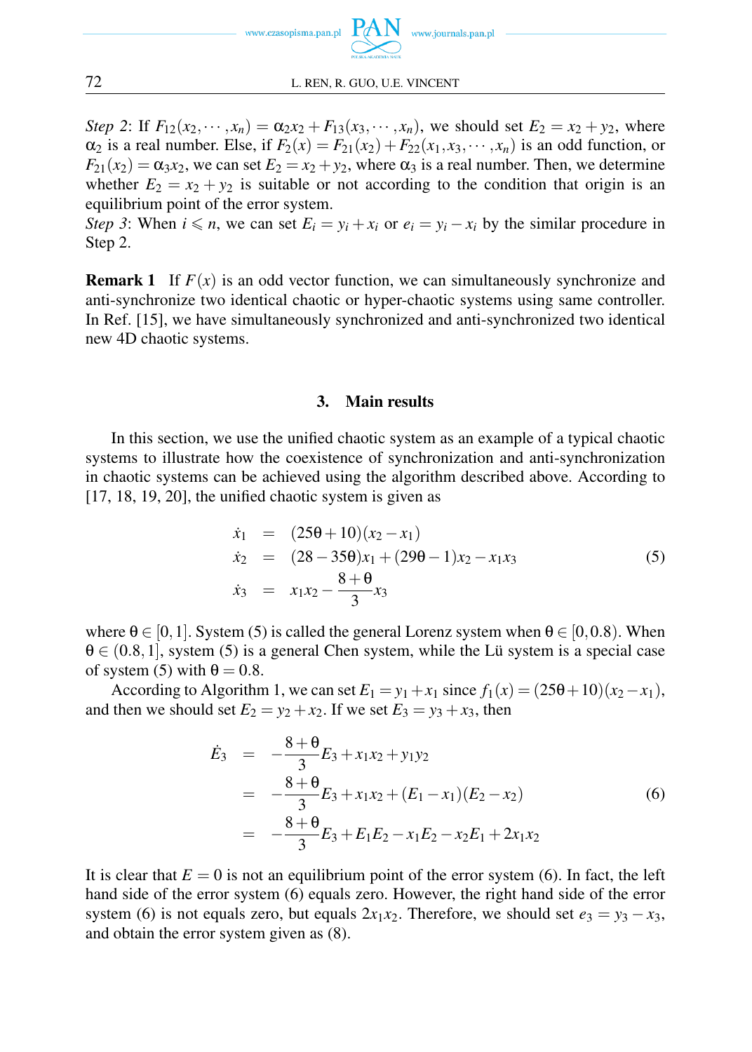*Step 2*: If $F_{12}(x_2, \cdots, x_n) = \alpha_2 x_2 + F_{13}(x_3, \cdots, x_n)$, we should set $E_2 = x_2 + y_2$, where $\alpha_2$ is a real number. Else, if $F_2(x) = F_{21}(x_2) + F_{22}(x_1, x_3, \cdots, x_n)$ is an odd function, or $F_{21}(x_2) = \alpha_3 x_2$, we can set $E_2 = x_2 + y_2$, where $\alpha_3$ is a real number. Then, we determine whether $E_2 = x_2 + y_2$ is suitable or not according to the condition that origin is an equilibrium point of the error system.
*Step 3*: When $i \leqslant n$, we can set $E_i = y_i + x_i$ or $e_i = y_i - x_i$ by the similar procedure in Step 2.

**Remark 1** If $F(x)$ is an odd vector function, we can simultaneously synchronize and anti-synchronize two identical chaotic or hyper-chaotic systems using same controller. In Ref. [15], we have simultaneously synchronized and anti-synchronized two identical new 4D chaotic systems.

## 3. Main results

In this section, we use the unified chaotic system as an example of a typical chaotic systems to illustrate how the coexistence of synchronization and anti-synchronization in chaotic systems can be achieved using the algorithm described above. According to [17, 18, 19, 20], the unified chaotic system is given as

$$
\begin{aligned}
\dot{x}_1 &= (25\theta + 10)(x_2 - x_1) \\
\dot{x}_2 &= (28 - 35\theta)x_1 + (29\theta - 1)x_2 - x_1 x_3 \\
\dot{x}_3 &= x_1 x_2 - \frac{8+\theta}{3} x_3
\end{aligned}
\tag{5}
$$

where $\theta \in [0, 1]$. System (5) is called the general Lorenz system when $\theta \in [0, 0.8)$. When $\theta \in (0.8, 1]$, system (5) is a general Chen system, while the Lü system is a special case of system (5) with $\theta = 0.8$.

According to Algorithm 1, we can set $E_1 = y_1 + x_1$ since $f_1(x) = (25\theta + 10)(x_2 - x_1)$, and then we should set $E_2 = y_2 + x_2$. If we set $E_3 = y_3 + x_3$, then

$$
\begin{aligned}
\dot{E}_3 &= -\frac{8+\theta}{3} E_3 + x_1 x_2 + y_1 y_2 \\
&= -\frac{8+\theta}{3} E_3 + x_1 x_2 + (E_1 - x_1)(E_2 - x_2) \\
&= -\frac{8+\theta}{3} E_3 + E_1 E_2 - x_1 E_2 - x_2 E_1 + 2 x_1 x_2
\end{aligned}
\tag{6}
$$

It is clear that $E = 0$ is not an equilibrium point of the error system (6). In fact, the left hand side of the error system (6) equals zero. However, the right hand side of the error system (6) is not equals zero, but equals $2x_1x_2$. Therefore, we should set $e_3 = y_3 - x_3$, and obtain the error system given as (8).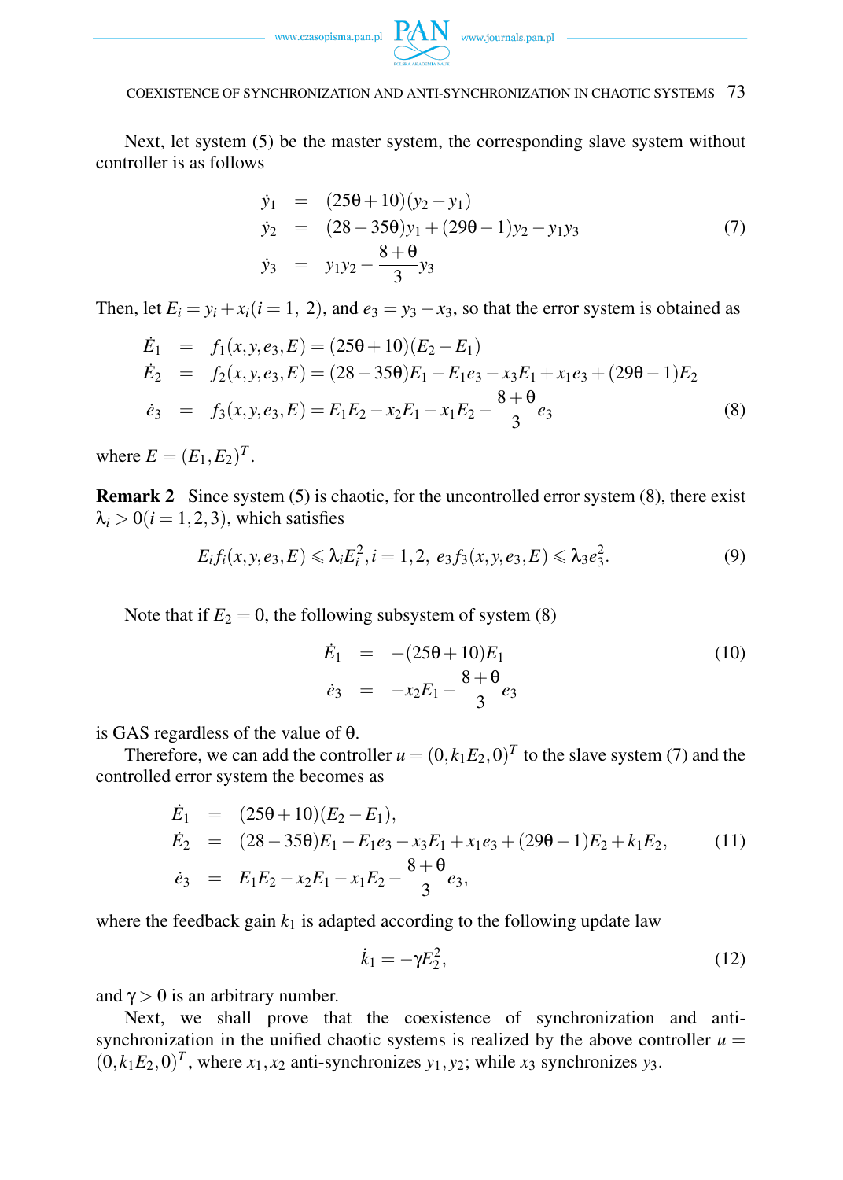Next, let system (5) be the master system, the corresponding slave system without controller is as follows

$$
\begin{aligned}
\dot{y}_1 &= (25\theta+10)(y_2-y_1) \\
\dot{y}_2 &= (28-35\theta)y_1+(29\theta-1)y_2-y_1y_3 \\
\dot{y}_3 &= y_1y_2-\frac{8+\theta}{3}y_3
\end{aligned}
\tag{7}
$$

Then, let $E_i = y_i + x_i (i = 1,\ 2)$, and $e_3 = y_3 - x_3$, so that the error system is obtained as

$$
\begin{aligned}
\dot{E}_1 &= f_1(x,y,e_3,E) = (25\theta+10)(E_2-E_1) \\
\dot{E}_2 &= f_2(x,y,e_3,E) = (28-35\theta)E_1-E_1e_3-x_3E_1+x_1e_3+(29\theta-1)E_2 \\
\dot{e}_3 &= f_3(x,y,e_3,E) = E_1E_2-x_2E_1-x_1E_2-\frac{8+\theta}{3}e_3
\end{aligned}
\tag{8}
$$

where $E = (E_1, E_2)^T$.

**Remark 2** Since system (5) is chaotic, for the uncontrolled error system (8), there exist $\lambda_i > 0(i = 1,2,3)$, which satisfies

$$
E_if_i(x,y,e_3,E) \leqslant \lambda_iE_i^2, i=1,2,\ e_3f_3(x,y,e_3,E) \leqslant \lambda_3e_3^2.
\tag{9}
$$

Note that if $E_2 = 0$, the following subsystem of system (8)

$$
\begin{aligned}
\dot{E}_1 &= -(25\theta+10)E_1 \\
\dot{e}_3 &= -x_2E_1-\frac{8+\theta}{3}e_3
\end{aligned}
\tag{10}
$$

is GAS regardless of the value of $\theta$.

Therefore, we can add the controller $u = (0, k_1E_2, 0)^T$ to the slave system (7) and the controlled error system the becomes as

$$
\begin{aligned}
\dot{E}_1 &= (25\theta+10)(E_2-E_1), \\
\dot{E}_2 &= (28-35\theta)E_1-E_1e_3-x_3E_1+x_1e_3+(29\theta-1)E_2+k_1E_2, \\
\dot{e}_3 &= E_1E_2-x_2E_1-x_1E_2-\frac{8+\theta}{3}e_3,
\end{aligned}
\tag{11}
$$

where the feedback gain $k_1$ is adapted according to the following update law

$$
\dot{k}_1 = -\gamma E_2^2,
\tag{12}
$$

and $\gamma > 0$ is an arbitrary number.

Next, we shall prove that the coexistence of synchronization and anti-synchronization in the unified chaotic systems is realized by the above controller $u = (0, k_1E_2, 0)^T$, where $x_1, x_2$ anti-synchronizes $y_1, y_2$; while $x_3$ synchronizes $y_3$.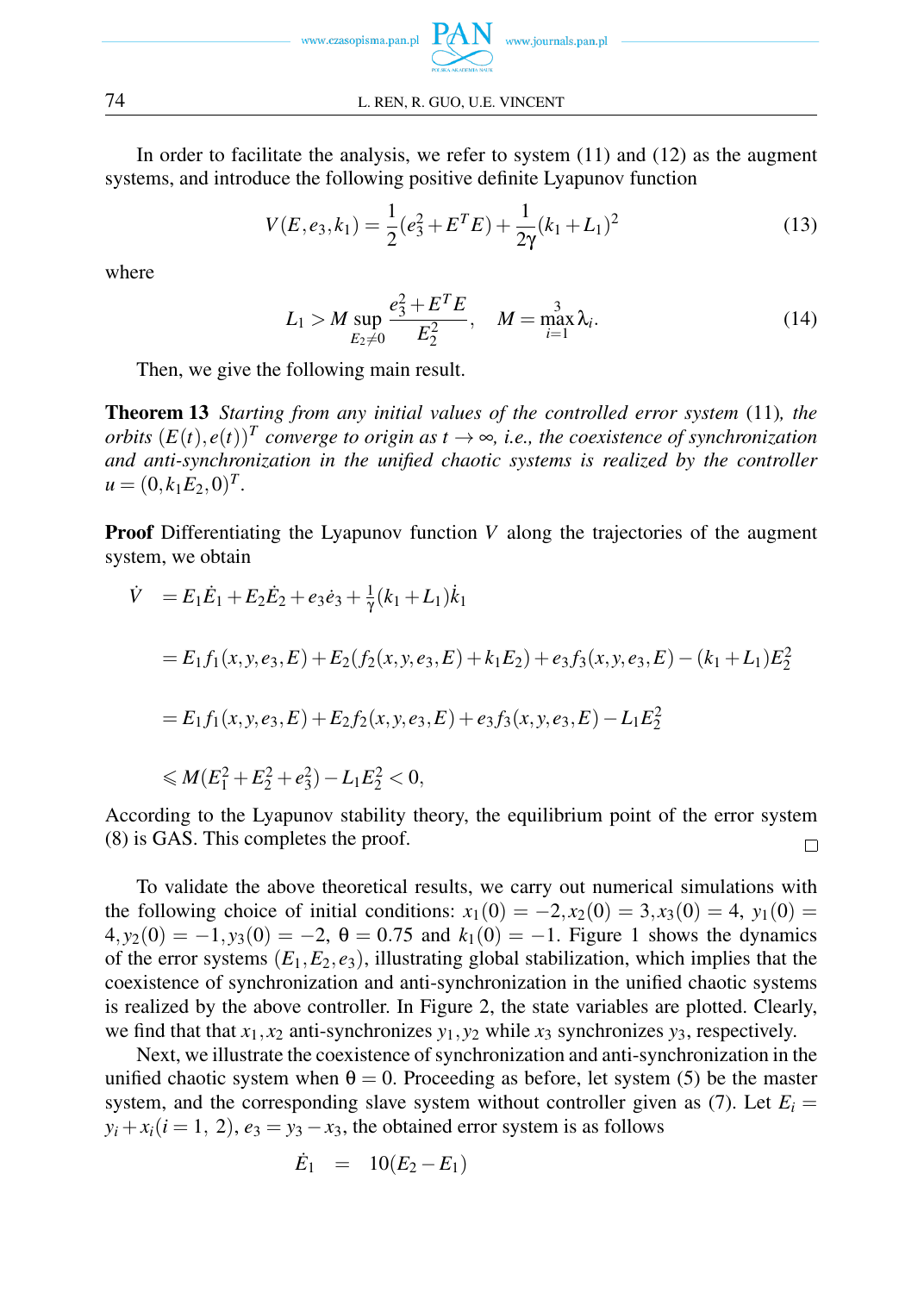In order to facilitate the analysis, we refer to system (11) and (12) as the augment systems, and introduce the following positive definite Lyapunov function

$$V(E,e_3,k_1)=\frac{1}{2}(e_3^2+E^TE)+\frac{1}{2\gamma}(k_1+L_1)^2 \tag{13}$$

where

$$L_1>M\sup_{E_2\neq 0}\frac{e_3^2+E^TE}{E_2^2},\quad M=\max_{i=1}^{3}\lambda_i. \tag{14}$$

Then, we give the following main result.

**Theorem 13** *Starting from any initial values of the controlled error system* (11)*, the orbits* $(E(t),e(t))^T$ *converge to origin as* $t\to\infty$*, i.e., the coexistence of synchronization and anti-synchronization in the unified chaotic systems is realized by the controller* $u=(0,k_1E_2,0)^T$.

**Proof** Differentiating the Lyapunov function $V$ along the trajectories of the augment system, we obtain

$$\begin{aligned}
\dot{V} &= E_1\dot{E}_1+E_2\dot{E}_2+e_3\dot{e}_3+\tfrac{1}{\gamma}(k_1+L_1)\dot{k}_1\\
&= E_1f_1(x,y,e_3,E)+E_2(f_2(x,y,e_3,E)+k_1E_2)+e_3f_3(x,y,e_3,E)-(k_1+L_1)E_2^2\\
&= E_1f_1(x,y,e_3,E)+E_2f_2(x,y,e_3,E)+e_3f_3(x,y,e_3,E)-L_1E_2^2\\
&\leqslant M(E_1^2+E_2^2+e_3^2)-L_1E_2^2<0,
\end{aligned}$$

According to the Lyapunov stability theory, the equilibrium point of the error system (8) is GAS. This completes the proof. □

To validate the above theoretical results, we carry out numerical simulations with the following choice of initial conditions: $x_1(0)=-2, x_2(0)=3, x_3(0)=4$, $y_1(0)=4, y_2(0)=-1, y_3(0)=-2$, $\theta=0.75$ and $k_1(0)=-1$. Figure 1 shows the dynamics of the error systems $(E_1,E_2,e_3)$, illustrating global stabilization, which implies that the coexistence of synchronization and anti-synchronization in the unified chaotic systems is realized by the above controller. In Figure 2, the state variables are plotted. Clearly, we find that that $x_1,x_2$ anti-synchronizes $y_1,y_2$ while $x_3$ synchronizes $y_3$, respectively.

Next, we illustrate the coexistence of synchronization and anti-synchronization in the unified chaotic system when $\theta=0$. Proceeding as before, let system (5) be the master system, and the corresponding slave system without controller given as (7). Let $E_i=y_i+x_i (i=1,\ 2)$, $e_3=y_3-x_3$, the obtained error system is as follows

$$\dot{E}_1 \;=\; 10(E_2-E_1)$$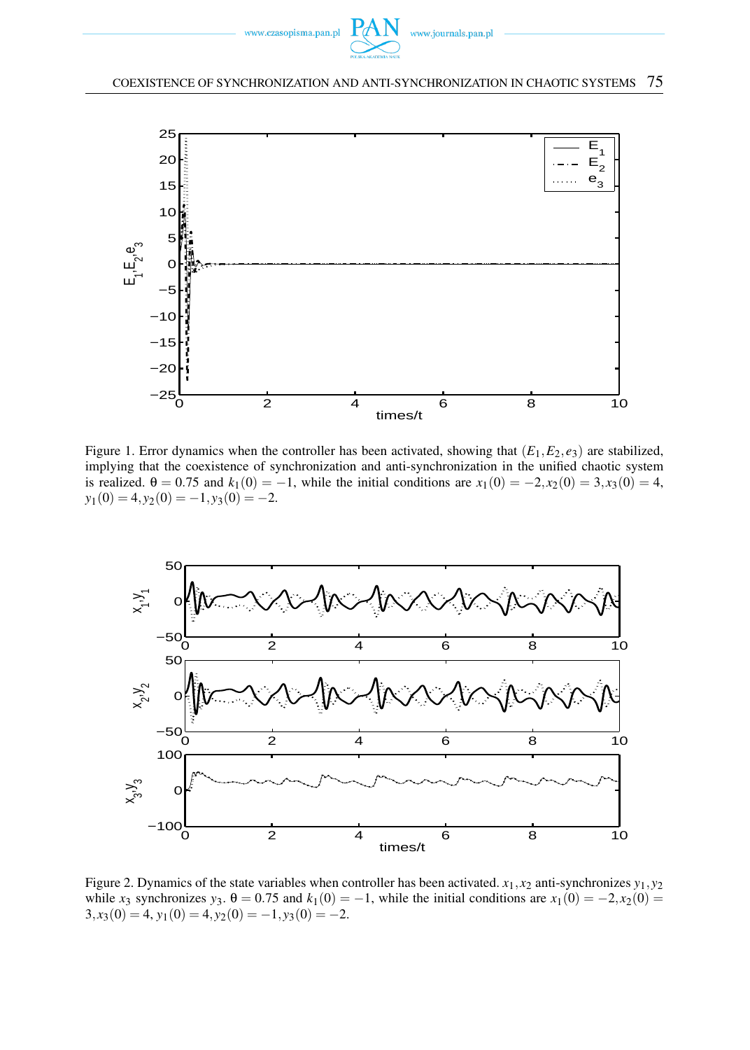Figure 1. Error dynamics when the controller has been activated, showing that $(E_1, E_2, e_3)$ are stabilized, implying that the coexistence of synchronization and anti-synchronization in the unified chaotic system is realized. $\theta = 0.75$ and $k_1(0) = -1$, while the initial conditions are $x_1(0) = -2, x_2(0) = 3, x_3(0) = 4$, $y_1(0) = 4, y_2(0) = -1, y_3(0) = -2$.

Figure 2. Dynamics of the state variables when controller has been activated. $x_1, x_2$ anti-synchronizes $y_1, y_2$ while $x_3$ synchronizes $y_3$. $\theta = 0.75$ and $k_1(0) = -1$, while the initial conditions are $x_1(0) = -2, x_2(0) = 3, x_3(0) = 4$, $y_1(0) = 4, y_2(0) = -1, y_3(0) = -2$.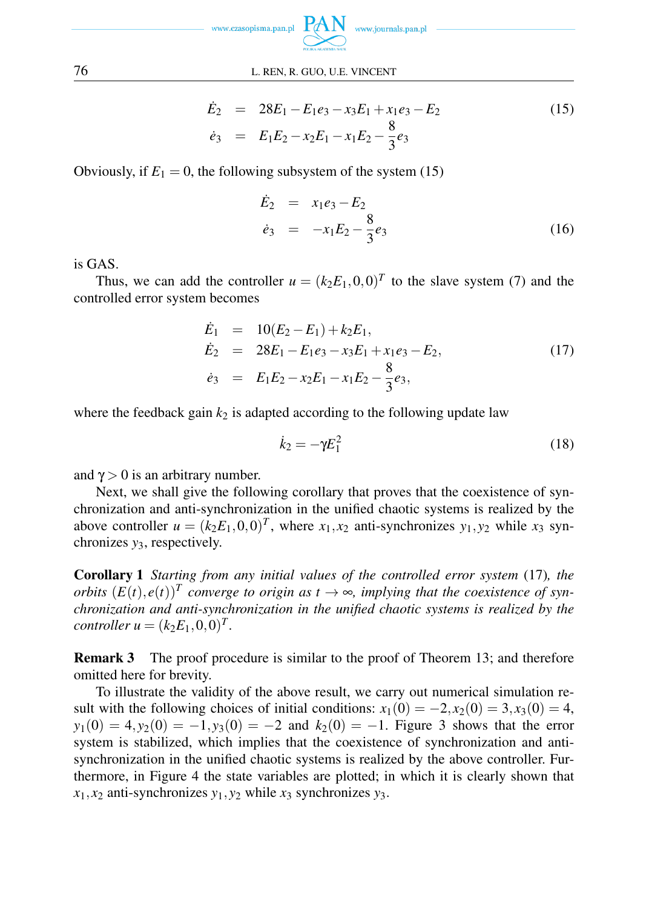$$
\begin{aligned}
\dot{E}_2 &= 28E_1 - E_1 e_3 - x_3 E_1 + x_1 e_3 - E_2 \\
\dot{e}_3 &= E_1 E_2 - x_2 E_1 - x_1 E_2 - \frac{8}{3} e_3
\end{aligned}
\tag{15}
$$

Obviously, if $E_1 = 0$, the following subsystem of the system (15)

$$
\begin{aligned}
\dot{E}_2 &= x_1 e_3 - E_2 \\
\dot{e}_3 &= -x_1 E_2 - \frac{8}{3} e_3
\end{aligned}
\tag{16}
$$

is GAS.

Thus, we can add the controller $u = (k_2 E_1, 0, 0)^T$ to the slave system (7) and the controlled error system becomes

$$
\begin{aligned}
\dot{E}_1 &= 10(E_2 - E_1) + k_2 E_1, \\
\dot{E}_2 &= 28E_1 - E_1 e_3 - x_3 E_1 + x_1 e_3 - E_2, \\
\dot{e}_3 &= E_1 E_2 - x_2 E_1 - x_1 E_2 - \frac{8}{3} e_3,
\end{aligned}
\tag{17}
$$

where the feedback gain $k_2$ is adapted according to the following update law

$$
\dot{k}_2 = -\gamma E_1^2 \tag{18}
$$

and $\gamma > 0$ is an arbitrary number.

Next, we shall give the following corollary that proves that the coexistence of synchronization and anti-synchronization in the unified chaotic systems is realized by the above controller $u = (k_2 E_1, 0, 0)^T$, where $x_1, x_2$ anti-synchronizes $y_1, y_2$ while $x_3$ synchronizes $y_3$, respectively.

**Corollary 1** *Starting from any initial values of the controlled error system* (17)*, the orbits* $(E(t), e(t))^T$ *converge to origin as* $t \to \infty$*, implying that the coexistence of synchronization and anti-synchronization in the unified chaotic systems is realized by the controller* $u = (k_2 E_1, 0, 0)^T$.

**Remark 3** The proof procedure is similar to the proof of Theorem 13; and therefore omitted here for brevity.

To illustrate the validity of the above result, we carry out numerical simulation result with the following choices of initial conditions: $x_1(0) = -2, x_2(0) = 3, x_3(0) = 4$, $y_1(0) = 4, y_2(0) = -1, y_3(0) = -2$ and $k_2(0) = -1$. Figure 3 shows that the error system is stabilized, which implies that the coexistence of synchronization and anti-synchronization in the unified chaotic systems is realized by the above controller. Furthermore, in Figure 4 the state variables are plotted; in which it is clearly shown that $x_1, x_2$ anti-synchronizes $y_1, y_2$ while $x_3$ synchronizes $y_3$.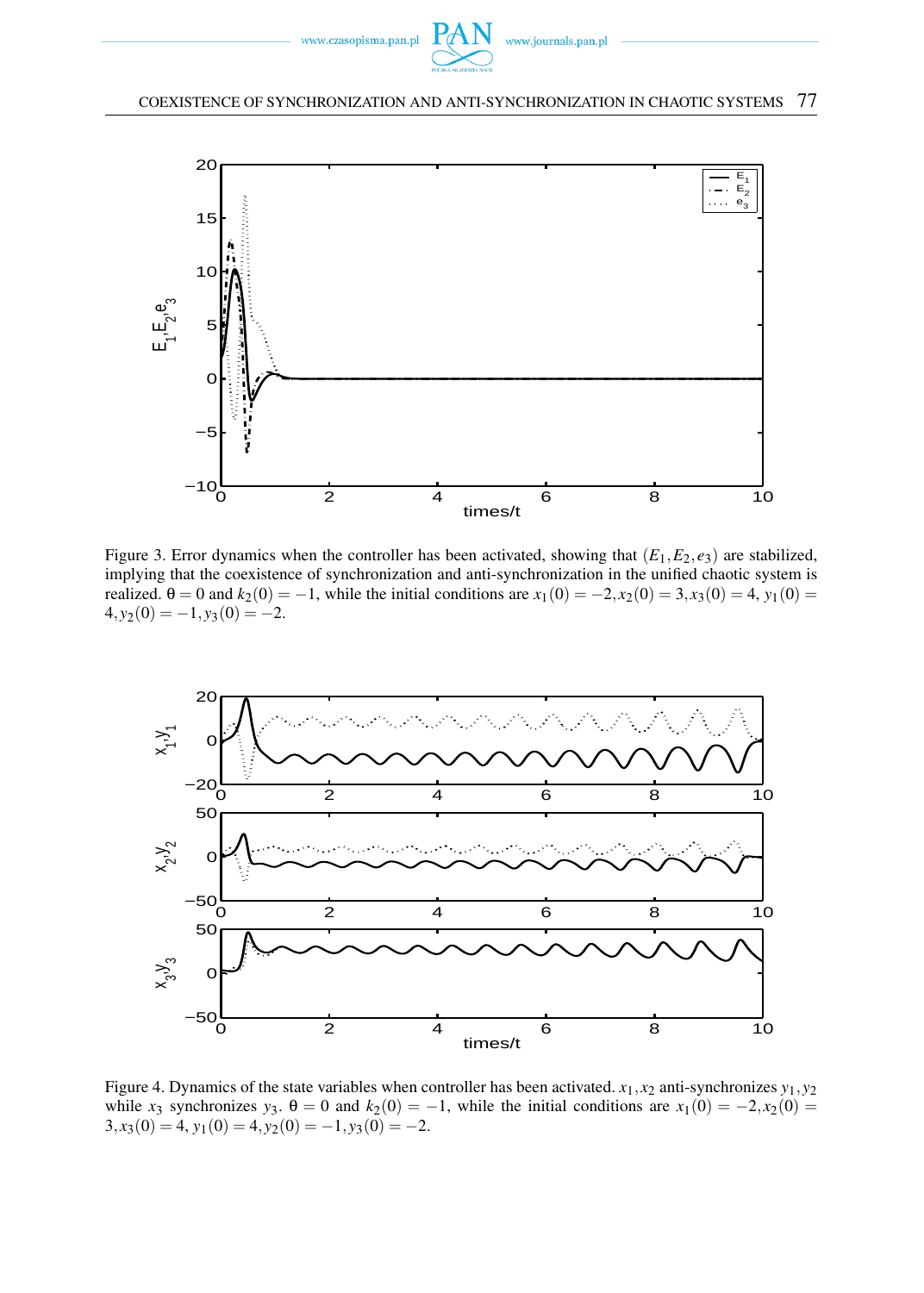Figure 3. Error dynamics when the controller has been activated, showing that $(E_1, E_2, e_3)$ are stabilized, implying that the coexistence of synchronization and anti-synchronization in the unified chaotic system is realized. $\theta = 0$ and $k_2(0) = -1$, while the initial conditions are $x_1(0) = -2, x_2(0) = 3, x_3(0) = 4$, $y_1(0) = 4, y_2(0) = -1, y_3(0) = -2$.

Figure 4. Dynamics of the state variables when controller has been activated. $x_1, x_2$ anti-synchronizes $y_1, y_2$ while $x_3$ synchronizes $y_3$. $\theta = 0$ and $k_2(0) = -1$, while the initial conditions are $x_1(0) = -2, x_2(0) = 3, x_3(0) = 4$, $y_1(0) = 4, y_2(0) = -1, y_3(0) = -2$.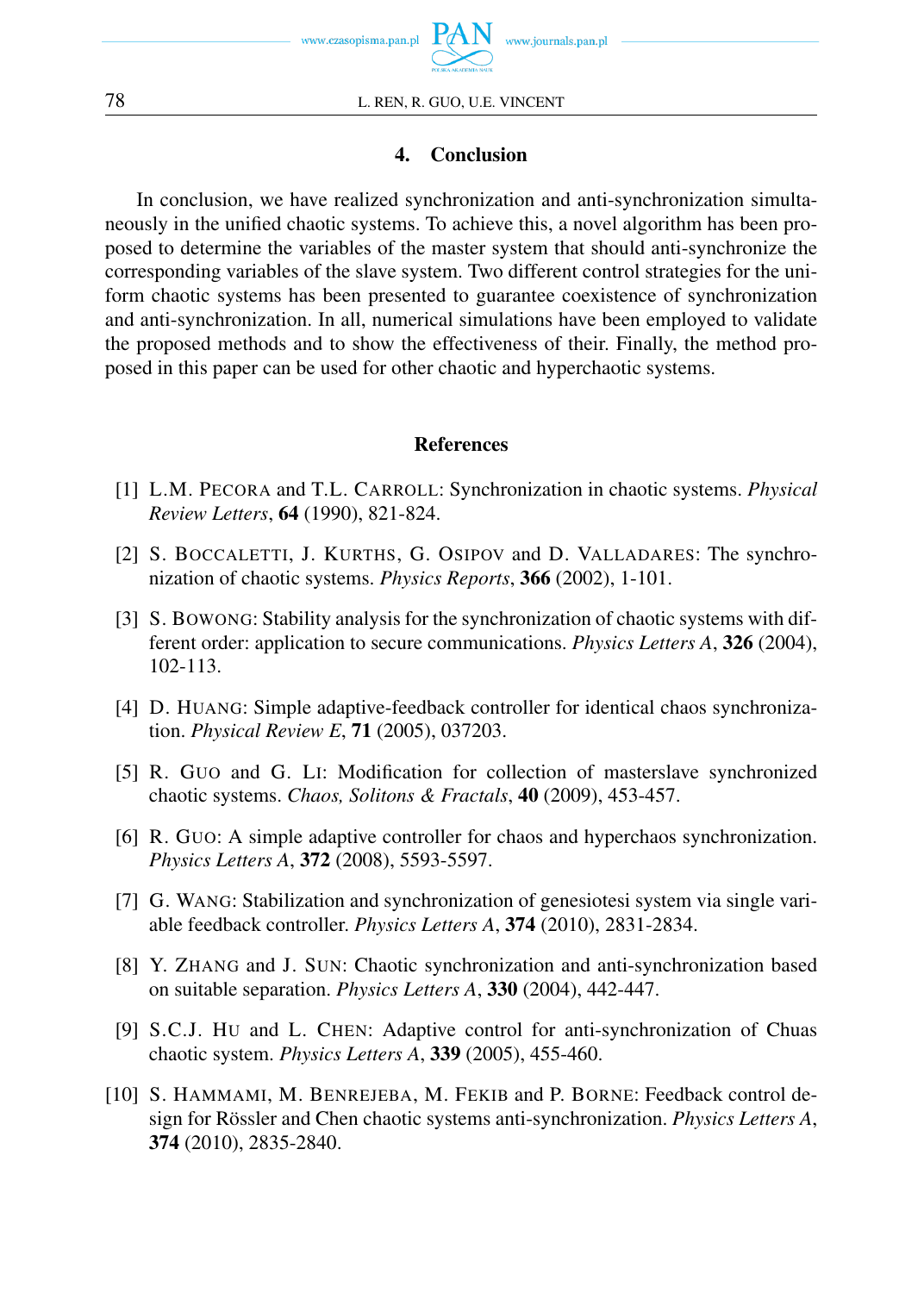## 4. Conclusion

In conclusion, we have realized synchronization and anti-synchronization simultaneously in the unified chaotic systems. To achieve this, a novel algorithm has been proposed to determine the variables of the master system that should anti-synchronize the corresponding variables of the slave system. Two different control strategies for the uniform chaotic systems has been presented to guarantee coexistence of synchronization and anti-synchronization. In all, numerical simulations have been employed to validate the proposed methods and to show the effectiveness of their. Finally, the method proposed in this paper can be used for other chaotic and hyperchaotic systems.

## References

[1] L.M. Pecora and T.L. Carroll: Synchronization in chaotic systems. *Physical Review Letters*, **64** (1990), 821-824.

[2] S. Boccaletti, J. Kurths, G. Osipov and D. Valladares: The synchronization of chaotic systems. *Physics Reports*, **366** (2002), 1-101.

[3] S. Bowong: Stability analysis for the synchronization of chaotic systems with different order: application to secure communications. *Physics Letters A*, **326** (2004), 102-113.

[4] D. Huang: Simple adaptive-feedback controller for identical chaos synchronization. *Physical Review E*, **71** (2005), 037203.

[5] R. Guo and G. Li: Modification for collection of masterslave synchronized chaotic systems. *Chaos, Solitons & Fractals*, **40** (2009), 453-457.

[6] R. Guo: A simple adaptive controller for chaos and hyperchaos synchronization. *Physics Letters A*, **372** (2008), 5593-5597.

[7] G. Wang: Stabilization and synchronization of genesiotesi system via single variable feedback controller. *Physics Letters A*, **374** (2010), 2831-2834.

[8] Y. Zhang and J. Sun: Chaotic synchronization and anti-synchronization based on suitable separation. *Physics Letters A*, **330** (2004), 442-447.

[9] S.C.J. Hu and L. Chen: Adaptive control for anti-synchronization of Chuas chaotic system. *Physics Letters A*, **339** (2005), 455-460.

[10] S. Hammami, M. Benrejeba, M. Fekib and P. Borne: Feedback control design for Rössler and Chen chaotic systems anti-synchronization. *Physics Letters A*, **374** (2010), 2835-2840.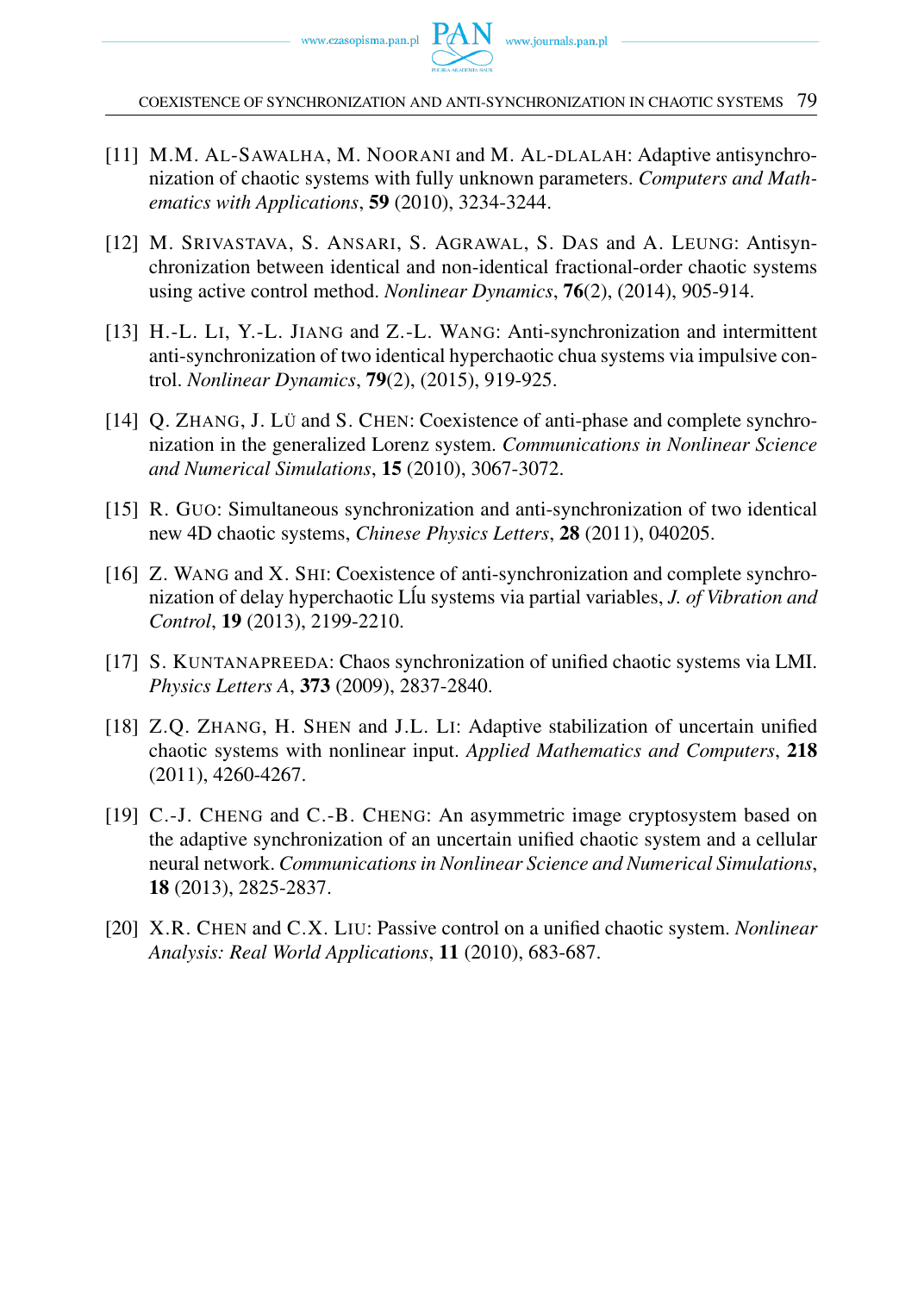[11] M.M. Al-Sawalha, M. Noorani and M. Al-dlalah: Adaptive antisynchronization of chaotic systems with fully unknown parameters. *Computers and Mathematics with Applications*, **59** (2010), 3234-3244.

[12] M. Srivastava, S. Ansari, S. Agrawal, S. Das and A. Leung: Antisynchronization between identical and non-identical fractional-order chaotic systems using active control method. *Nonlinear Dynamics*, **76**(2), (2014), 905-914.

[13] H.-L. Li, Y.-L. Jiang and Z.-L. Wang: Anti-synchronization and intermittent anti-synchronization of two identical hyperchaotic chua systems via impulsive control. *Nonlinear Dynamics*, **79**(2), (2015), 919-925.

[14] Q. Zhang, J. Lü and S. Chen: Coexistence of anti-phase and complete synchronization in the generalized Lorenz system. *Communications in Nonlinear Science and Numerical Simulations*, **15** (2010), 3067-3072.

[15] R. Guo: Simultaneous synchronization and anti-synchronization of two identical new 4D chaotic systems, *Chinese Physics Letters*, **28** (2011), 040205.

[16] Z. Wang and X. Shi: Coexistence of anti-synchronization and complete synchronization of delay hyperchaotic LÍu systems via partial variables, *J. of Vibration and Control*, **19** (2013), 2199-2210.

[17] S. Kuntanapreeda: Chaos synchronization of unified chaotic systems via LMI. *Physics Letters A*, **373** (2009), 2837-2840.

[18] Z.Q. Zhang, H. Shen and J.L. Li: Adaptive stabilization of uncertain unified chaotic systems with nonlinear input. *Applied Mathematics and Computers*, **218** (2011), 4260-4267.

[19] C.-J. Cheng and C.-B. Cheng: An asymmetric image cryptosystem based on the adaptive synchronization of an uncertain unified chaotic system and a cellular neural network. *Communications in Nonlinear Science and Numerical Simulations*, **18** (2013), 2825-2837.

[20] X.R. Chen and C.X. Liu: Passive control on a unified chaotic system. *Nonlinear Analysis: Real World Applications*, **11** (2010), 683-687.